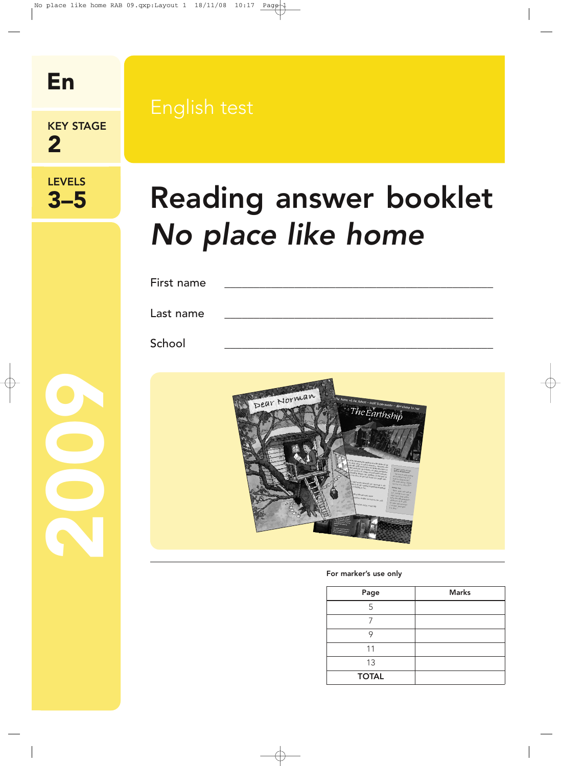En

KEY STAGE 2

LEVELS 3–5

English test

# Reading answer booklet
## *No place like home*

First name ______________________

Last name ______________________

School ______________________

2009

For marker's use only

| Page | Marks |
|---|---|
| 5 | |
| 7 | |
| 9 | |
| 11 | |
| 13 | |
| TOTAL | |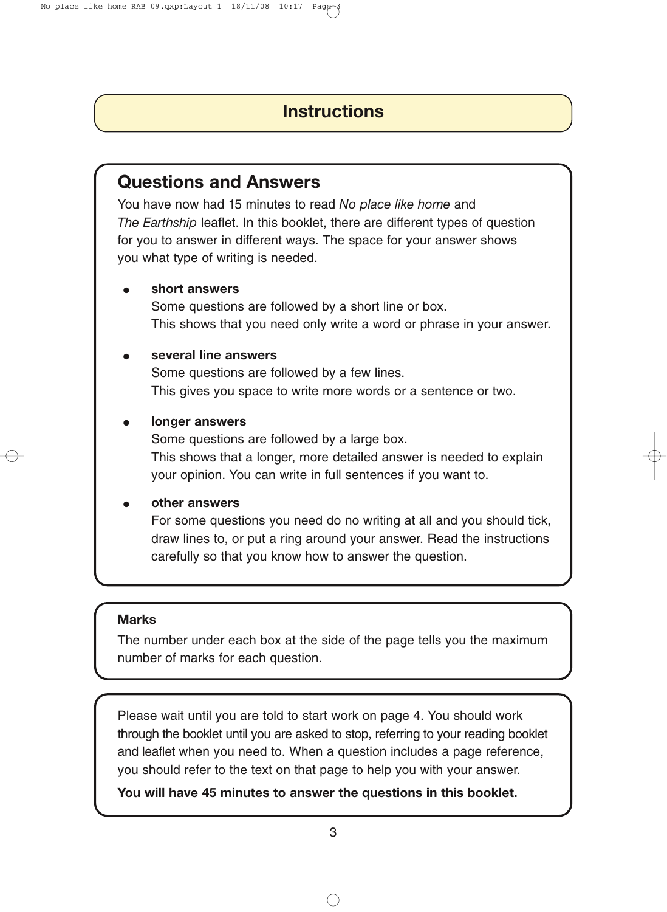# Instructions

## Questions and Answers

You have now had 15 minutes to read *No place like home* and *The Earthship* leaflet. In this booklet, there are different types of question for you to answer in different ways. The space for your answer shows you what type of writing is needed.

- **short answers**
  Some questions are followed by a short line or box.
  This shows that you need only write a word or phrase in your answer.

- **several line answers**
  Some questions are followed by a few lines.
  This gives you space to write more words or a sentence or two.

- **longer answers**
  Some questions are followed by a large box.
  This shows that a longer, more detailed answer is needed to explain your opinion. You can write in full sentences if you want to.

- **other answers**
  For some questions you need do no writing at all and you should tick, draw lines to, or put a ring around your answer. Read the instructions carefully so that you know how to answer the question.

**Marks**

The number under each box at the side of the page tells you the maximum number of marks for each question.

Please wait until you are told to start work on page 4. You should work through the booklet until you are asked to stop, referring to your reading booklet and leaflet when you need to. When a question includes a page reference, you should refer to the text on that page to help you with your answer.

**You will have 45 minutes to answer the questions in this booklet.**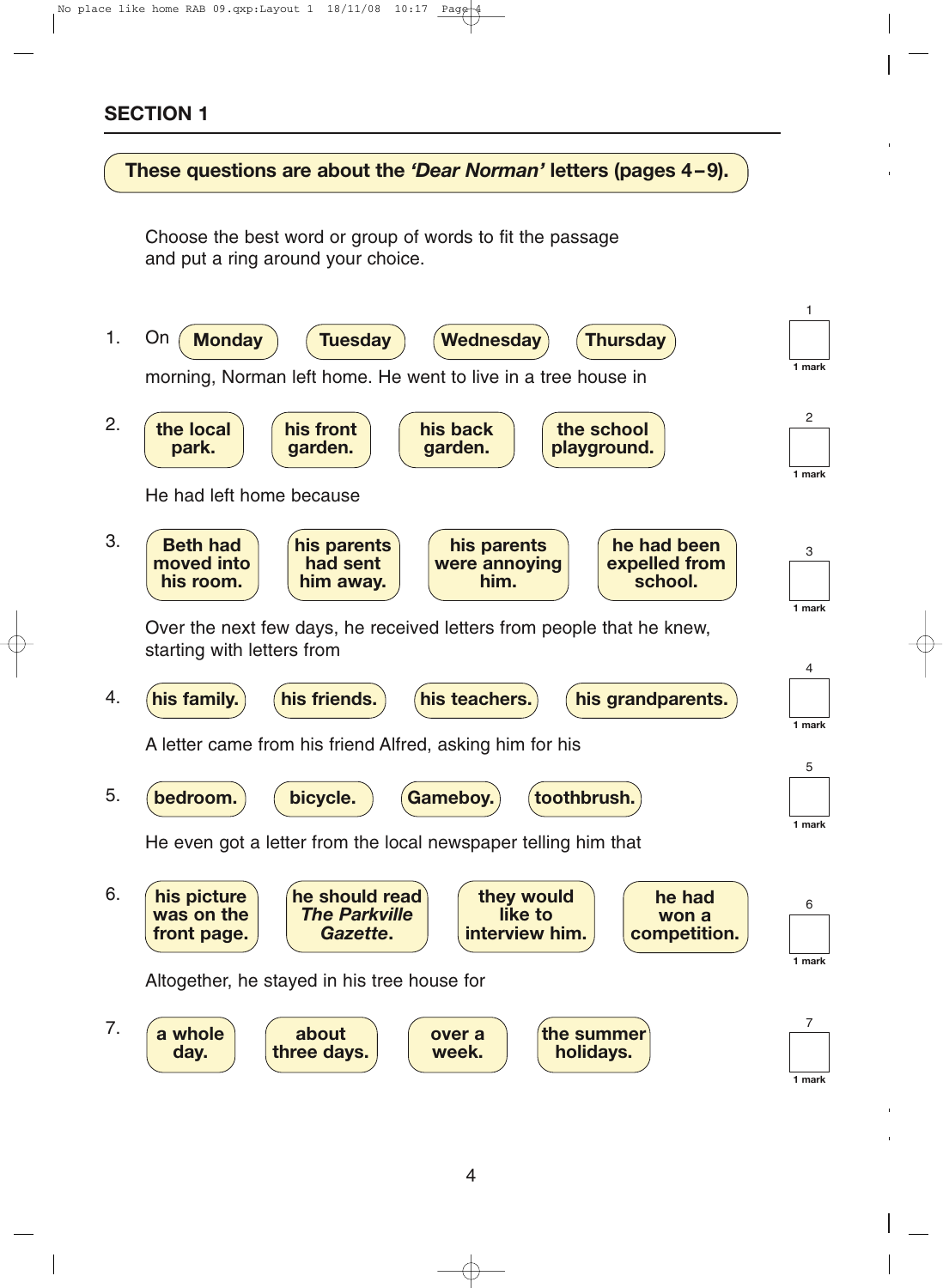## SECTION 1

**These questions are about the *'Dear Norman'* letters (pages 4–9).**

Choose the best word or group of words to fit the passage and put a ring around your choice.

1. On **Monday** **Tuesday** **Wednesday** **Thursday**

   morning, Norman left home. He went to live in a tree house in

   1 mark

2. **the local park.** **his front garden.** **his back garden.** **the school playground.**

   He had left home because

   1 mark

3. **Beth had moved into his room.** **his parents had sent him away.** **his parents were annoying him.** **he had been expelled from school.**

   Over the next few days, he received letters from people that he knew, starting with letters from

   1 mark

4. **his family.** **his friends.** **his teachers.** **his grandparents.**

   A letter came from his friend Alfred, asking him for his

   1 mark

5. **bedroom.** **bicycle.** **Gameboy.** **toothbrush.**

   He even got a letter from the local newspaper telling him that

   1 mark

6. **his picture was on the front page.** **he should read *The Parkville Gazette*.** **they would like to interview him.** **he had won a competition.**

   Altogether, he stayed in his tree house for

   1 mark

7. **a whole day.** **about three days.** **over a week.** **the summer holidays.**

   1 mark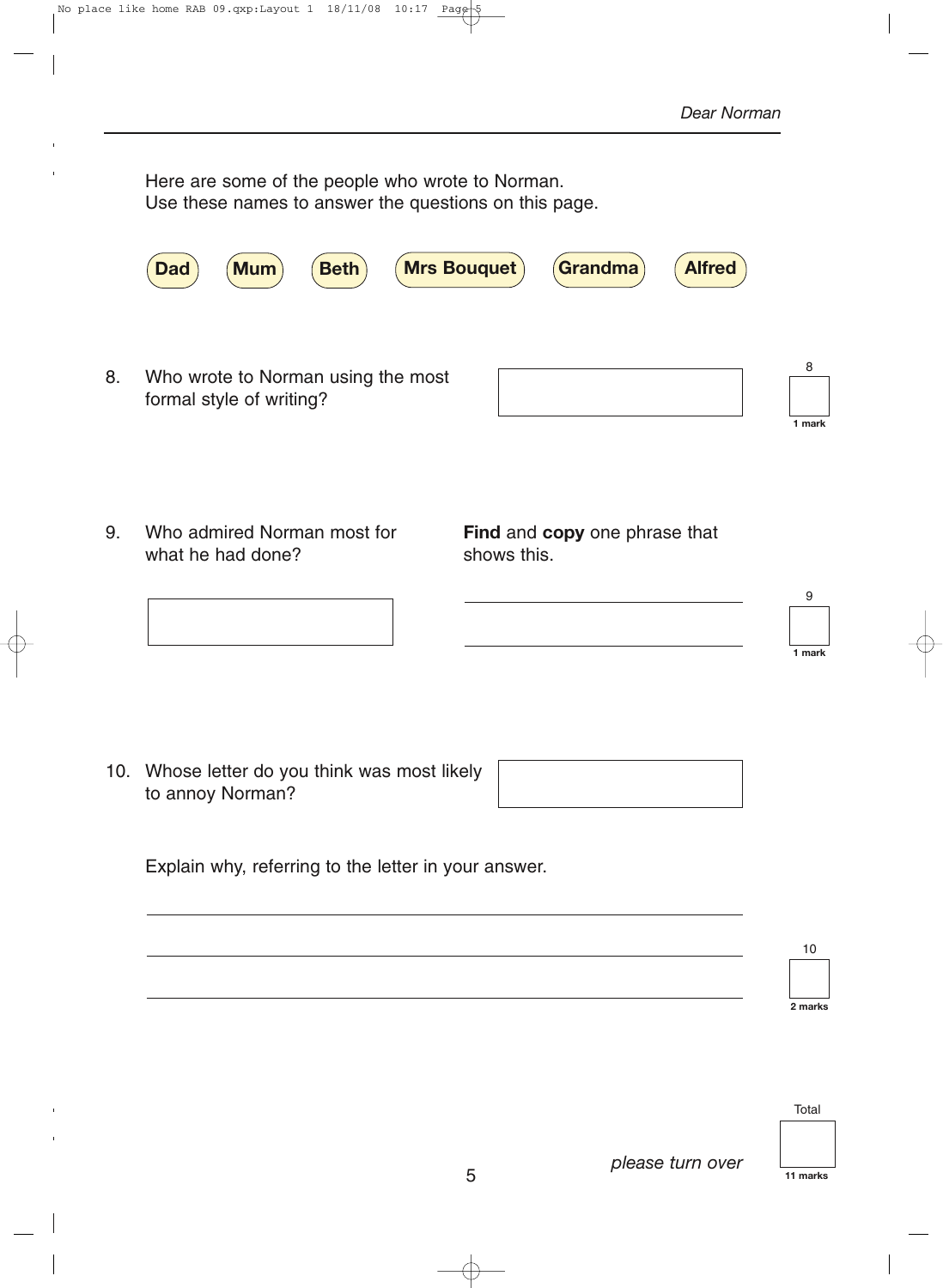Here are some of the people who wrote to Norman.
Use these names to answer the questions on this page.

**Dad** **Mum** **Beth** **Mrs Bouquet** **Grandma** **Alfred**

8. Who wrote to Norman using the most formal style of writing?

1 mark

9. Who admired Norman most for what he had done?

**Find** and **copy** one phrase that shows this.

1 mark

10. Whose letter do you think was most likely to annoy Norman?

Explain why, referring to the letter in your answer.

2 marks

Total

11 marks

*please turn over*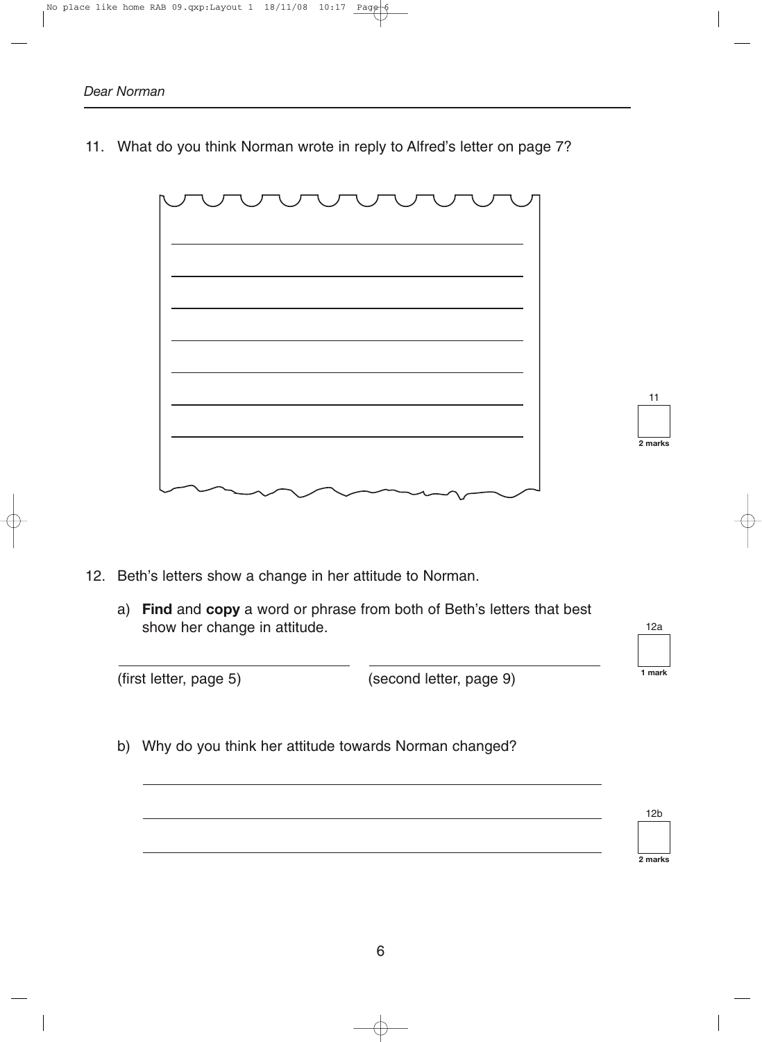*Dear Norman*

11. What do you think Norman wrote in reply to Alfred's letter on page 7?

_______________________________________________

_______________________________________________

_______________________________________________

_______________________________________________

_______________________________________________

_______________________________________________

_______________________________________________

11 — 2 marks

12. Beth's letters show a change in her attitude to Norman.

   a) **Find** and **copy** a word or phrase from both of Beth's letters that best show her change in attitude.

   _______________________ (first letter, page 5)

   _______________________ (second letter, page 9)

   12a — 1 mark

   b) Why do you think her attitude towards Norman changed?

   _______________________________________________

   _______________________________________________

   _______________________________________________

   12b — 2 marks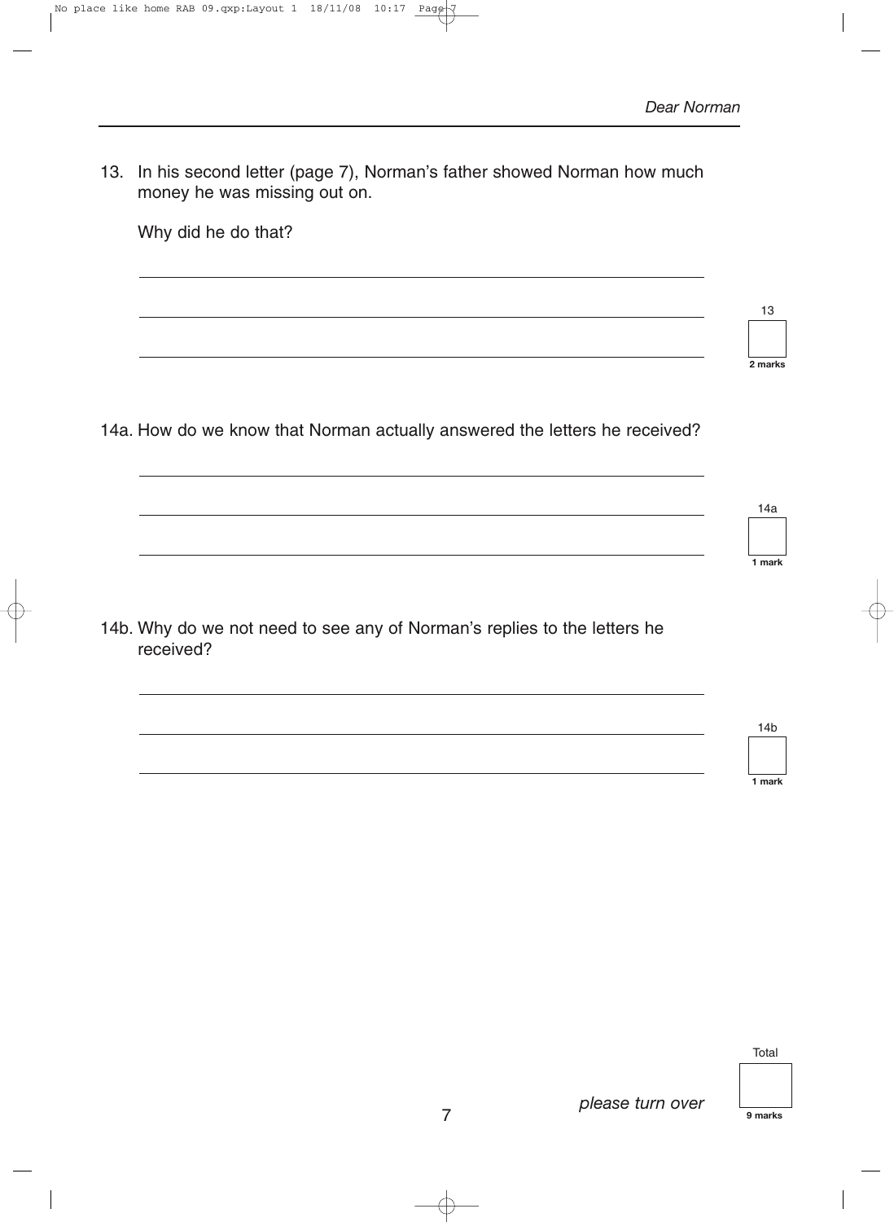13. In his second letter (page 7), Norman's father showed Norman how much money he was missing out on.

    Why did he do that?

    ______________________________________________

    ______________________________________________

    ______________________________________________

    13 — 2 marks

14a. How do we know that Norman actually answered the letters he received?

    ______________________________________________

    ______________________________________________

    ______________________________________________

    14a — 1 mark

14b. Why do we not need to see any of Norman's replies to the letters he received?

    ______________________________________________

    ______________________________________________

    ______________________________________________

    14b — 1 mark

*please turn over*

Total — 9 marks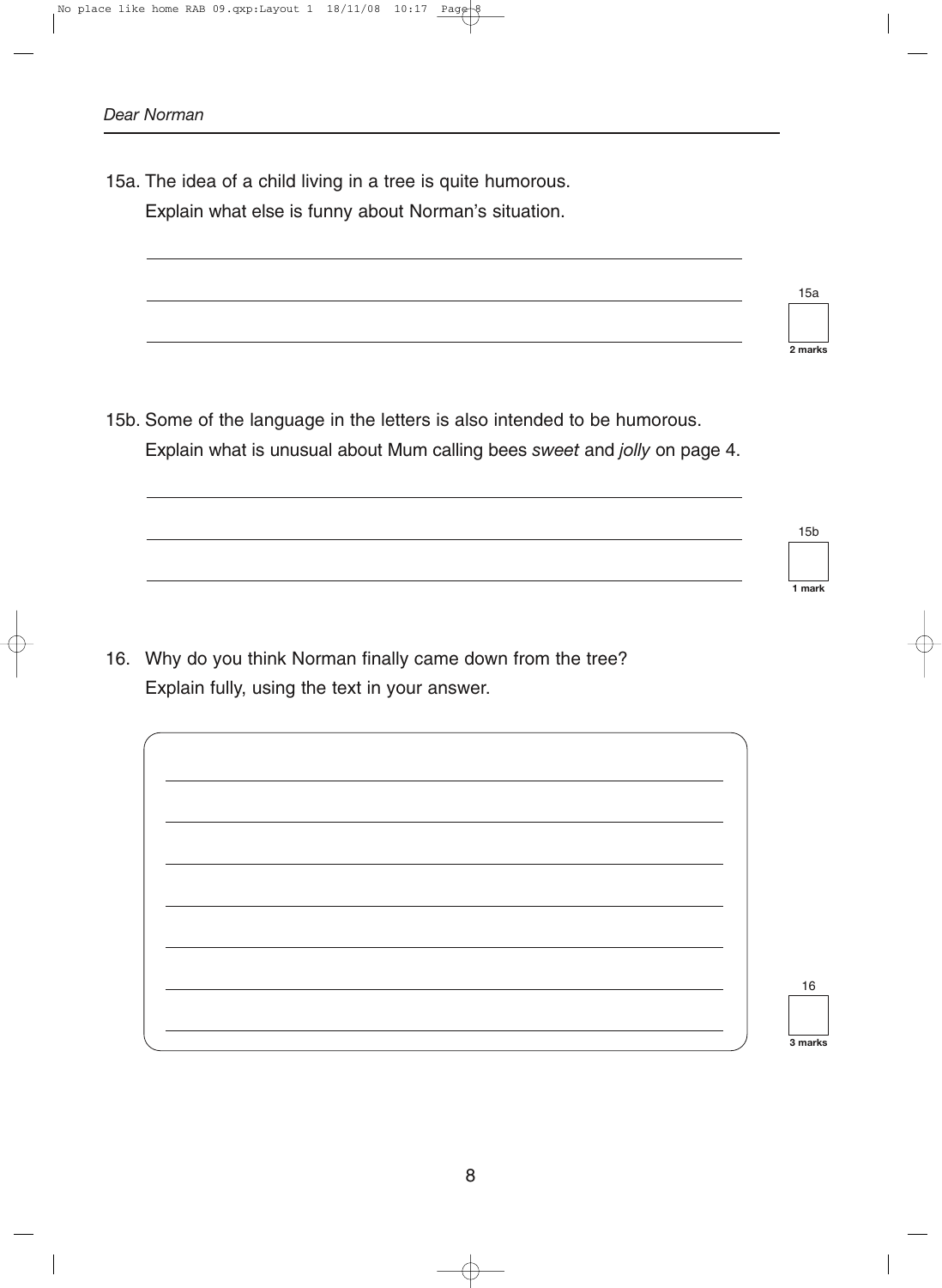*Dear Norman*

15a. The idea of a child living in a tree is quite humorous.
Explain what else is funny about Norman's situation.

15a — 2 marks

15b. Some of the language in the letters is also intended to be humorous.
Explain what is unusual about Mum calling bees *sweet* and *jolly* on page 4.

15b — 1 mark

16. Why do you think Norman finally came down from the tree?
Explain fully, using the text in your answer.

16 — 3 marks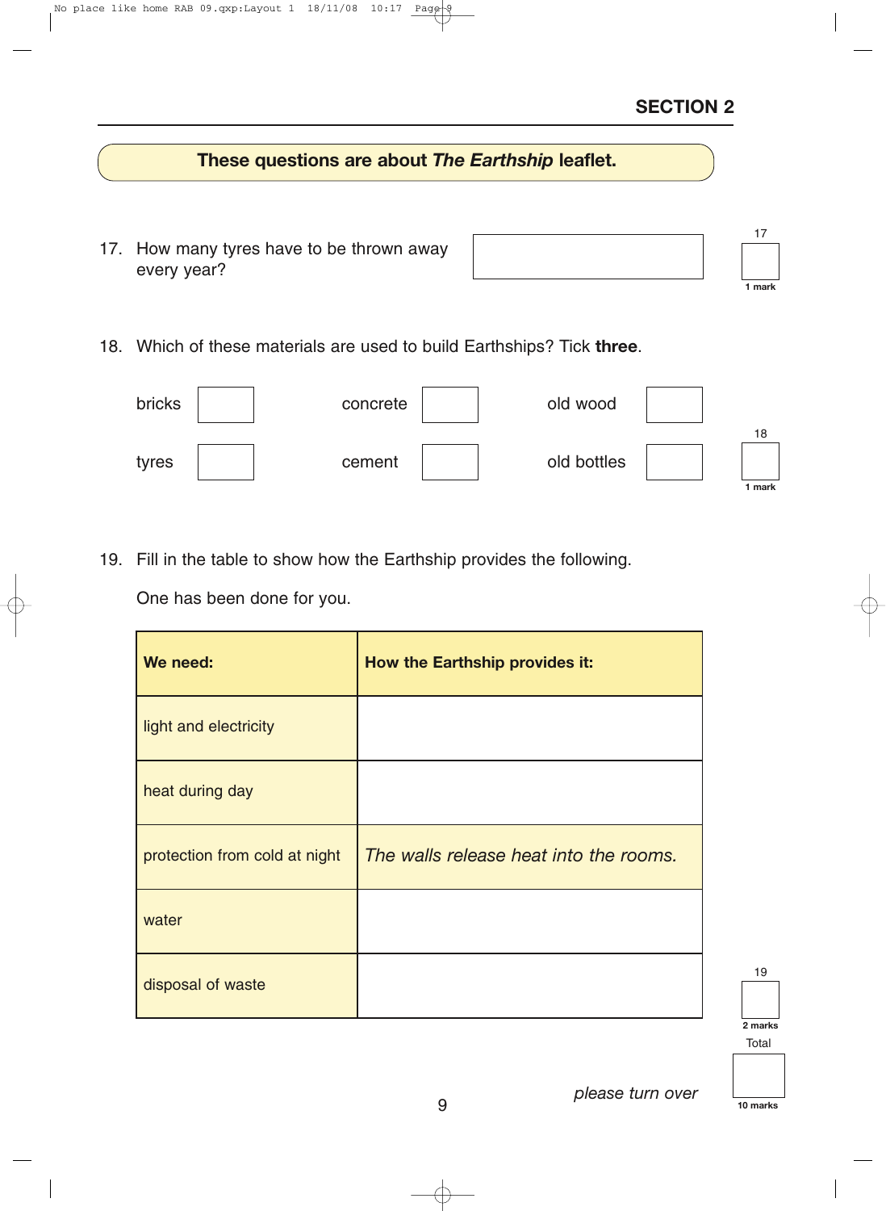## SECTION 2

**These questions are about *The Earthship* leaflet.**

17. How many tyres have to be thrown away every year?

1 mark

18. Which of these materials are used to build Earthships? Tick **three**.

| | | | | | |
|---|---|---|---|---|---|
| bricks | ☐ | concrete | ☐ | old wood | ☐ |
| tyres | ☐ | cement | ☐ | old bottles | ☐ |

1 mark

19. Fill in the table to show how the Earthship provides the following.

One has been done for you.

| We need: | How the Earthship provides it: |
|---|---|
| light and electricity | |
| heat during day | |
| protection from cold at night | *The walls release heat into the rooms.* |
| water | |
| disposal of waste | |

2 marks

Total

10 marks

*please turn over*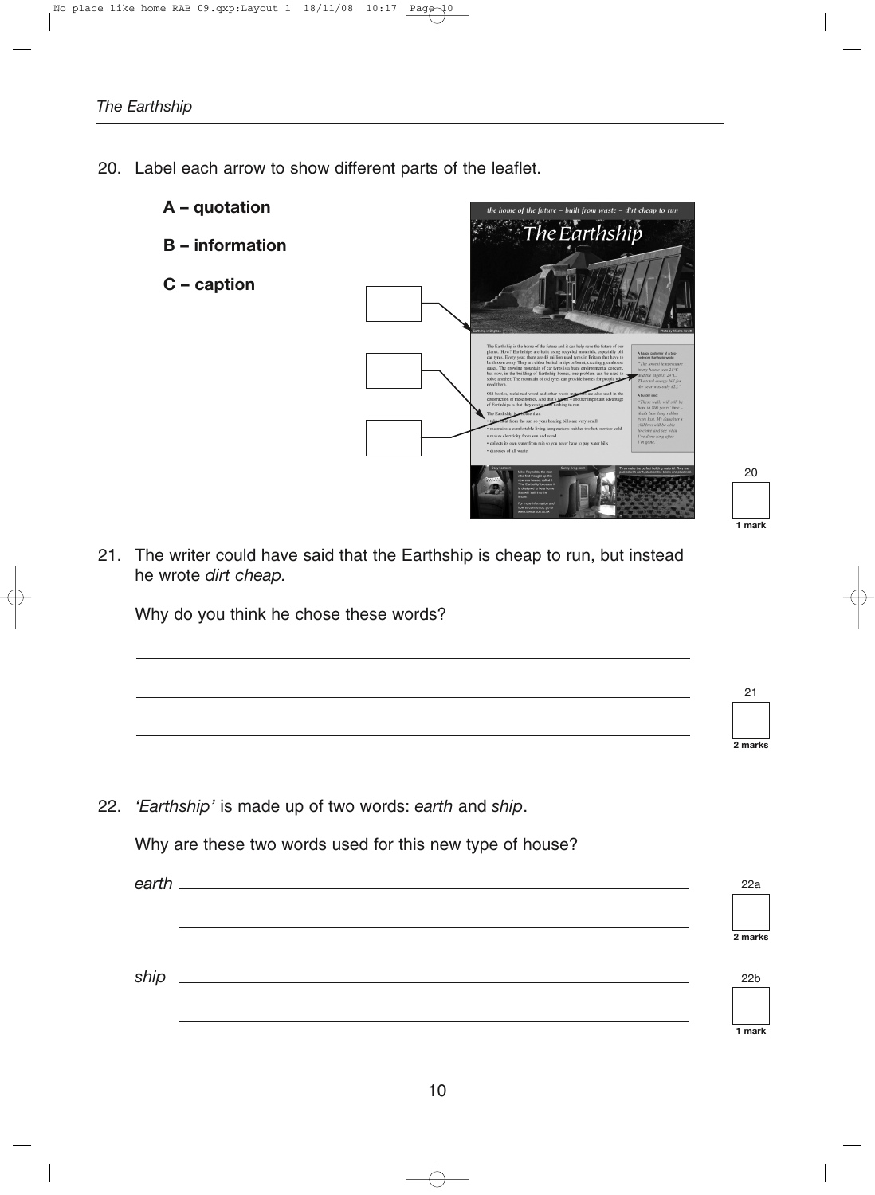20. Label each arrow to show different parts of the leaflet.

**A – quotation**

**B – information**

**C – caption**

1 mark

21. The writer could have said that the Earthship is cheap to run, but instead he wrote *dirt cheap.*

Why do you think he chose these words?

______________________________________________

______________________________________________

______________________________________________

2 marks

22. *'Earthship'* is made up of two words: *earth* and *ship*.

Why are these two words used for this new type of house?

*earth* ______________________________________________

______________________________________________

2 marks

*ship* ______________________________________________

______________________________________________

1 mark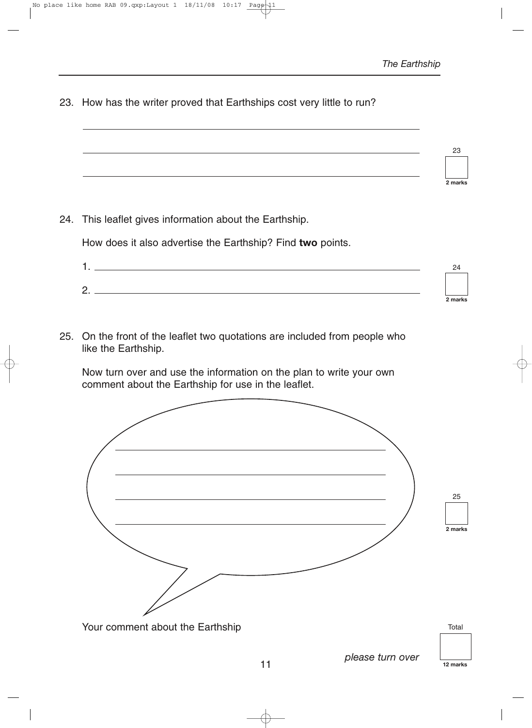23. How has the writer proved that Earthships cost very little to run?

23 — 2 marks

24. This leaflet gives information about the Earthship.

    How does it also advertise the Earthship? Find **two** points.

    1.

    2.

24 — 2 marks

25. On the front of the leaflet two quotations are included from people who like the Earthship.

    Now turn over and use the information on the plan to write your own comment about the Earthship for use in the leaflet.

Your comment about the Earthship

25 — 2 marks

Total — 12 marks

*please turn over*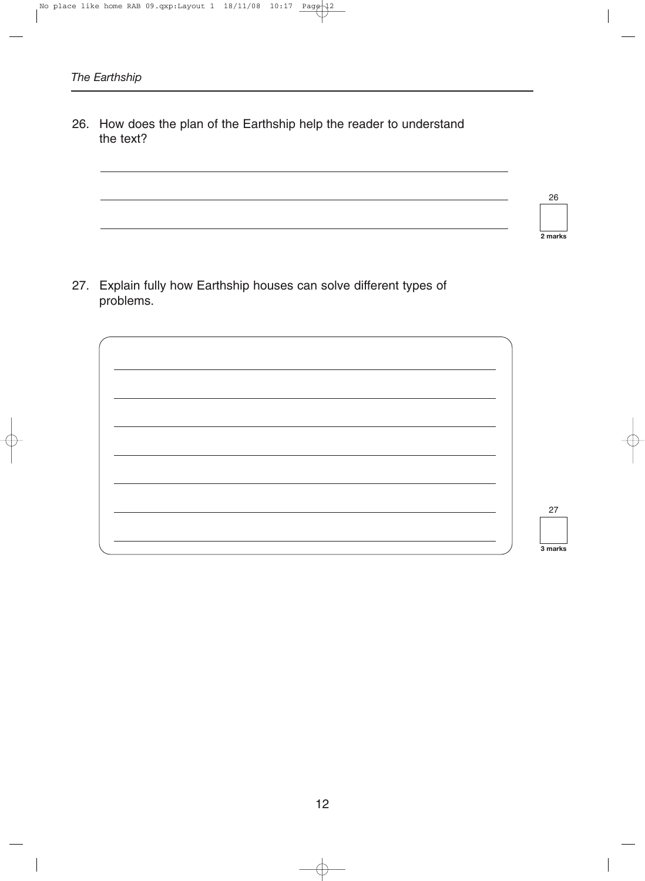*The Earthship*

26. How does the plan of the Earthship help the reader to understand the text?

_______________________________________________

_______________________________________________

_______________________________________________

26

**2 marks**

27. Explain fully how Earthship houses can solve different types of problems.

_______________________________________________

_______________________________________________

_______________________________________________

_______________________________________________

_______________________________________________

_______________________________________________

_______________________________________________

27

**3 marks**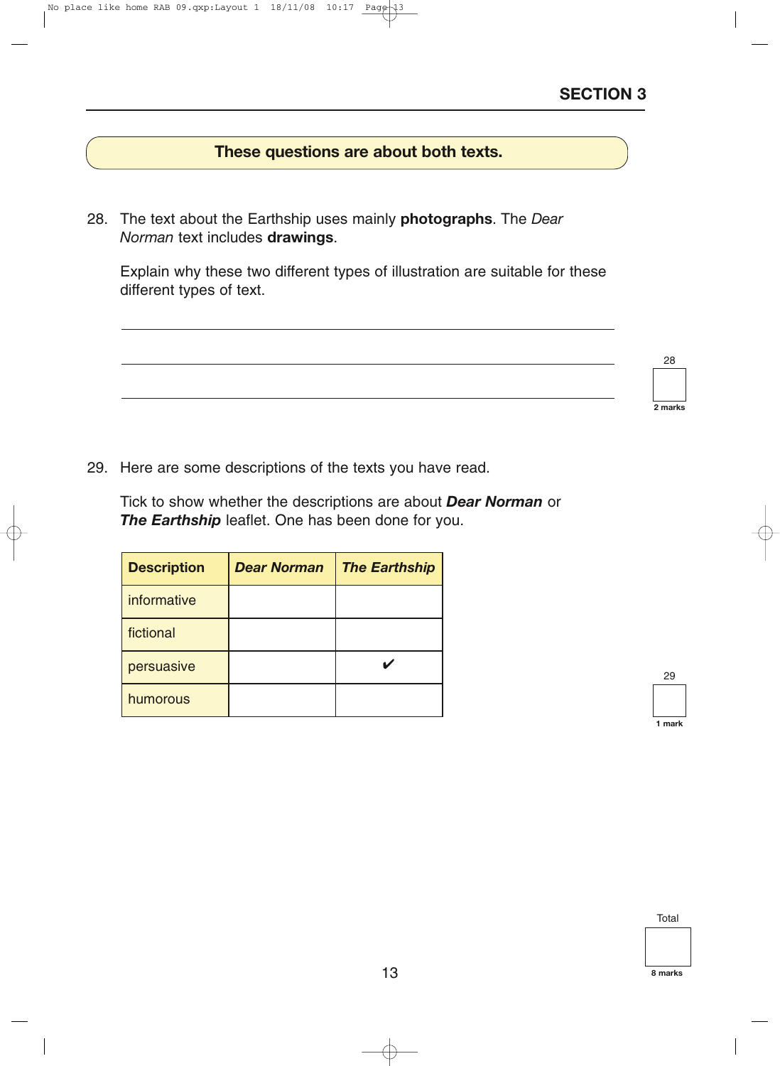## SECTION 3

**These questions are about both texts.**

28. The text about the Earthship uses mainly **photographs**. The *Dear Norman* text includes **drawings**.

    Explain why these two different types of illustration are suitable for these different types of text.

    ______________________________________________

    ______________________________________________

    ______________________________________________

    28 — 2 marks

29. Here are some descriptions of the texts you have read.

    Tick to show whether the descriptions are about ***Dear Norman*** or ***The Earthship*** leaflet. One has been done for you.

| **Description** | ***Dear Norman*** | ***The Earthship*** |
|---|---|---|
| informative | | |
| fictional | | |
| persuasive | | ✔ |
| humorous | | |

29 — 1 mark

Total — 8 marks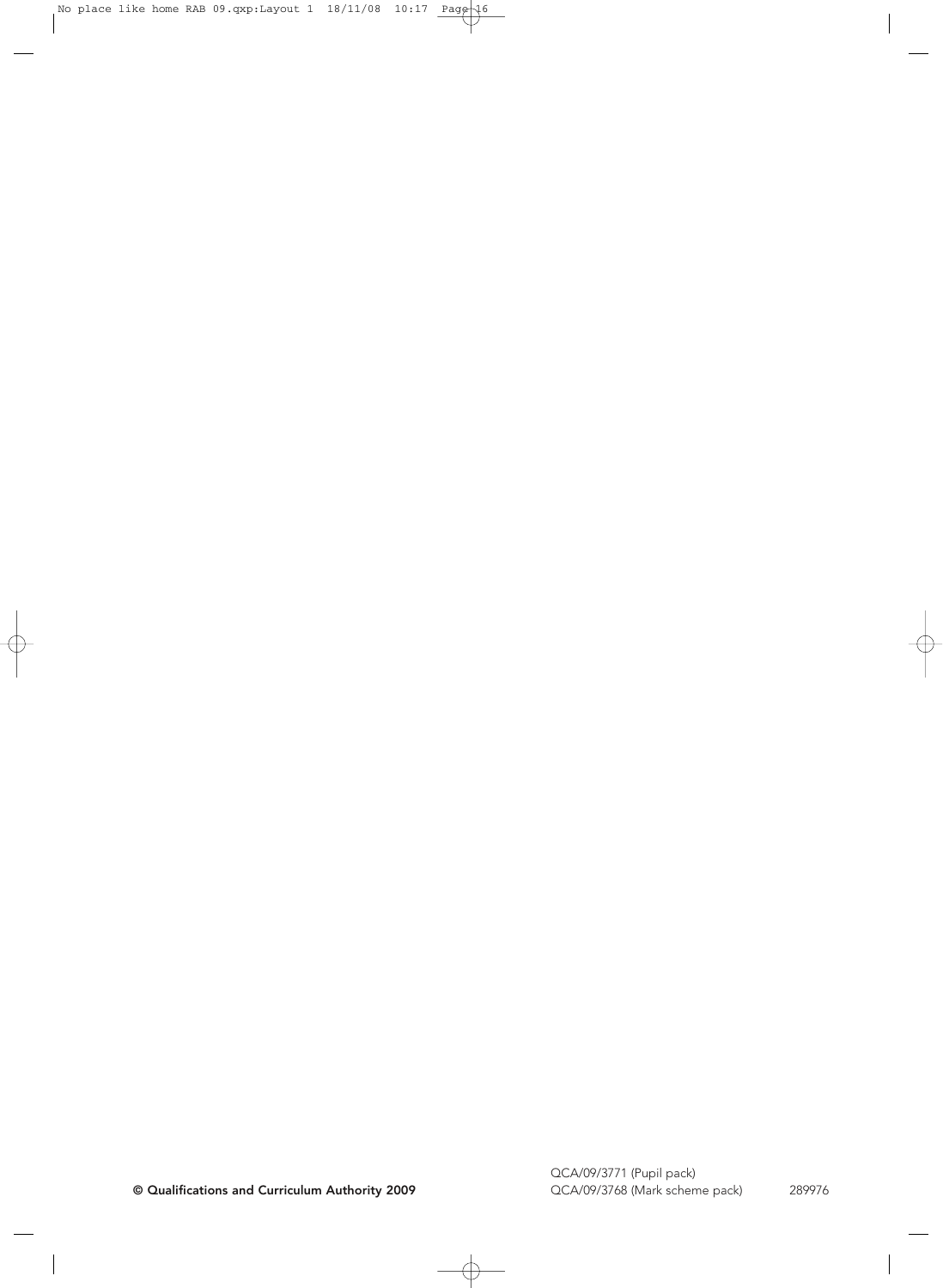© Qualifications and Curriculum Authority 2009

QCA/09/3771 (Pupil pack)
QCA/09/3768 (Mark scheme pack) 289976